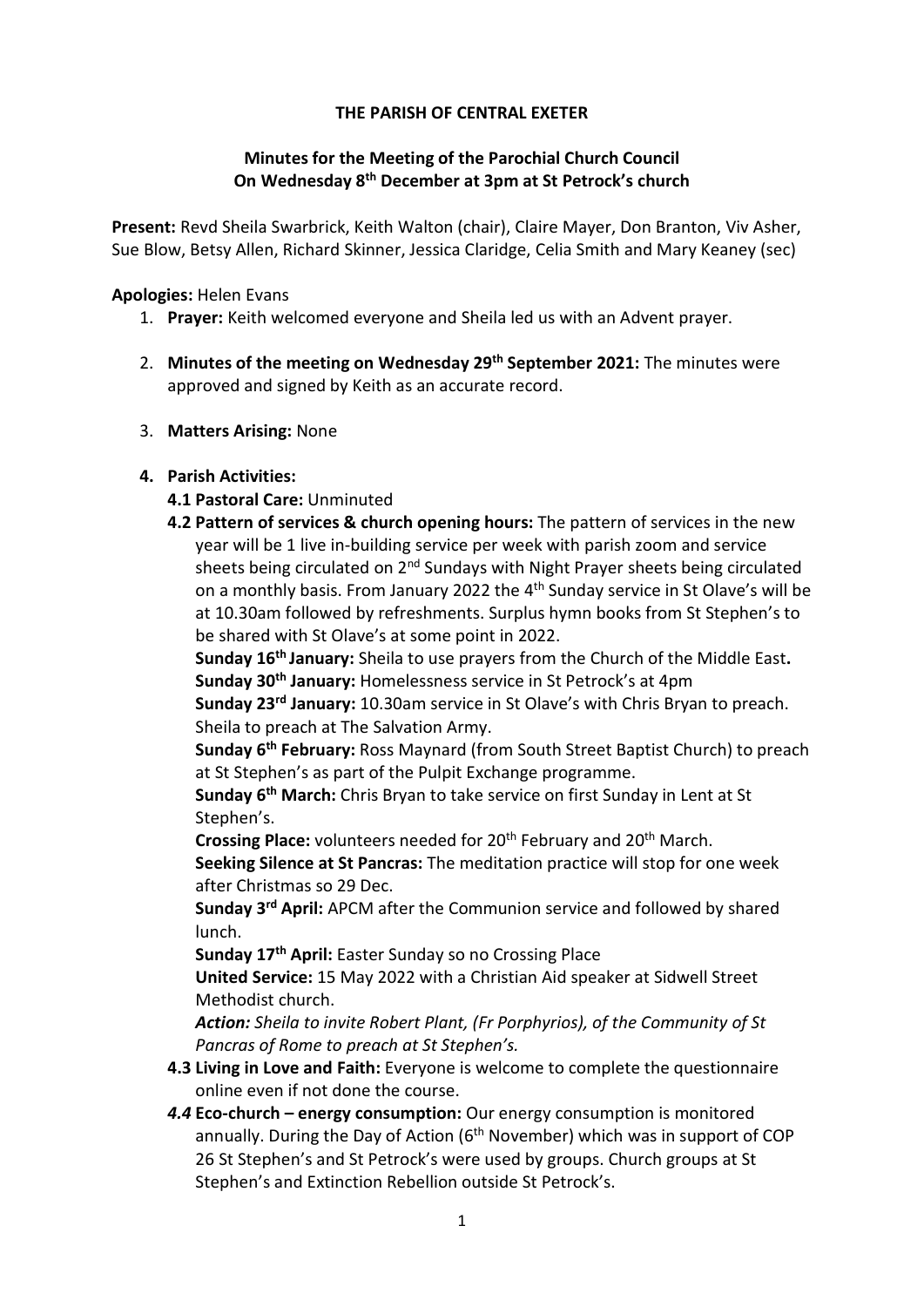**THE PARISH OF CENTRAL EXETER**

**Minutes for the Meeting of the Parochial Church Council**
**On Wednesday 8th December at 3pm at St Petrock's church**

**Present:** Revd Sheila Swarbrick, Keith Walton (chair), Claire Mayer, Don Branton, Viv Asher, Sue Blow, Betsy Allen, Richard Skinner, Jessica Claridge, Celia Smith and Mary Keaney (sec)

**Apologies:** Helen Evans

1. **Prayer:** Keith welcomed everyone and Sheila led us with an Advent prayer.

2. **Minutes of the meeting on Wednesday 29th September 2021:** The minutes were approved and signed by Keith as an accurate record.

3. **Matters Arising:** None

4. **Parish Activities:**

   **4.1 Pastoral Care:** Unminuted

   **4.2 Pattern of services & church opening hours:** The pattern of services in the new year will be 1 live in-building service per week with parish zoom and service sheets being circulated on 2nd Sundays with Night Prayer sheets being circulated on a monthly basis. From January 2022 the 4th Sunday service in St Olave's will be at 10.30am followed by refreshments. Surplus hymn books from St Stephen's to be shared with St Olave's at some point in 2022.

   **Sunday 16th January:** Sheila to use prayers from the Church of the Middle East**.**
   **Sunday 30th January:** Homelessness service in St Petrock's at 4pm
   **Sunday 23rd January:** 10.30am service in St Olave's with Chris Bryan to preach. Sheila to preach at The Salvation Army.
   **Sunday 6th February:** Ross Maynard (from South Street Baptist Church) to preach at St Stephen's as part of the Pulpit Exchange programme.
   **Sunday 6th March:** Chris Bryan to take service on first Sunday in Lent at St Stephen's.
   **Crossing Place:** volunteers needed for 20th February and 20th March.
   **Seeking Silence at St Pancras:** The meditation practice will stop for one week after Christmas so 29 Dec.
   **Sunday 3rd April:** APCM after the Communion service and followed by shared lunch.
   **Sunday 17th April:** Easter Sunday so no Crossing Place
   **United Service:** 15 May 2022 with a Christian Aid speaker at Sidwell Street Methodist church.
   ***Action:** Sheila to invite Robert Plant, (Fr Porphyrios), of the Community of St Pancras of Rome to preach at St Stephen's.*

   **4.3 Living in Love and Faith:** Everyone is welcome to complete the questionnaire online even if not done the course.

   ***4.4* Eco-church – energy consumption:** Our energy consumption is monitored annually. During the Day of Action (6th November) which was in support of COP 26 St Stephen's and St Petrock's were used by groups. Church groups at St Stephen's and Extinction Rebellion outside St Petrock's.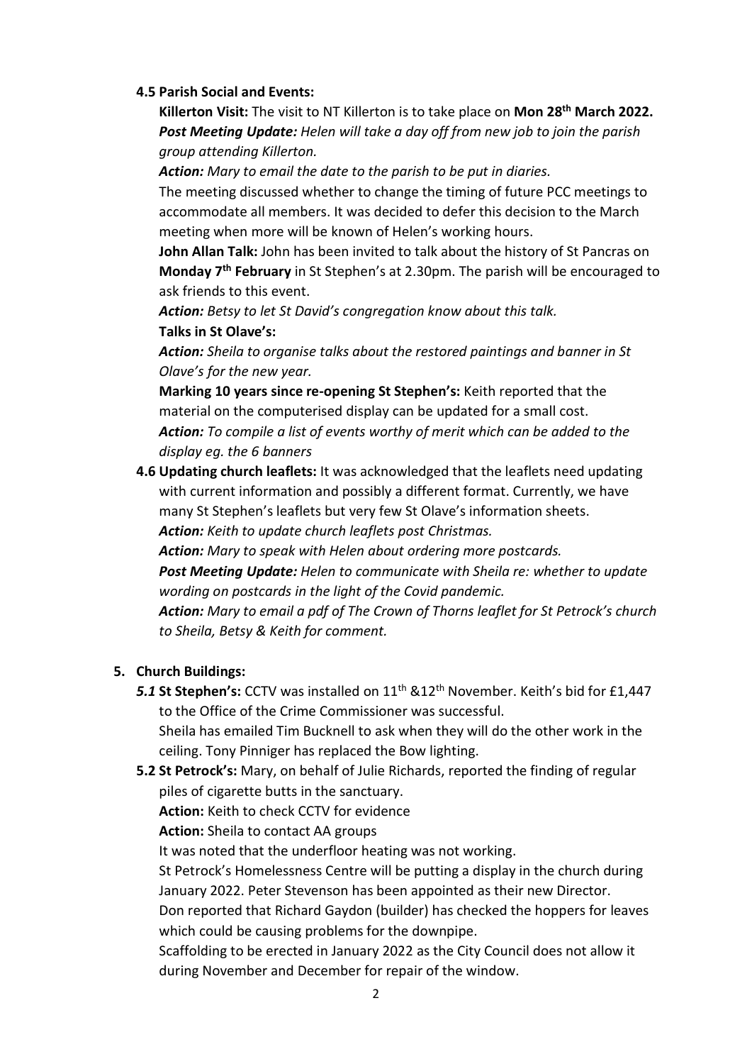**4.5 Parish Social and Events:**

**Killerton Visit:** The visit to NT Killerton is to take place on **Mon 28th March 2022.**
***Post Meeting Update:*** *Helen will take a day off from new job to join the parish group attending Killerton.*

***Action:*** *Mary to email the date to the parish to be put in diaries.*

The meeting discussed whether to change the timing of future PCC meetings to accommodate all members. It was decided to defer this decision to the March meeting when more will be known of Helen's working hours.

**John Allan Talk:** John has been invited to talk about the history of St Pancras on **Monday 7th February** in St Stephen's at 2.30pm. The parish will be encouraged to ask friends to this event.

***Action:*** *Betsy to let St David's congregation know about this talk.*

**Talks in St Olave's:**

***Action:*** *Sheila to organise talks about the restored paintings and banner in St Olave's for the new year.*

**Marking 10 years since re-opening St Stephen's:** Keith reported that the material on the computerised display can be updated for a small cost.
***Action:*** *To compile a list of events worthy of merit which can be added to the display eg. the 6 banners*

**4.6 Updating church leaflets:** It was acknowledged that the leaflets need updating with current information and possibly a different format. Currently, we have many St Stephen's leaflets but very few St Olave's information sheets.

***Action:*** *Keith to update church leaflets post Christmas.*

***Action:*** *Mary to speak with Helen about ordering more postcards.*

***Post Meeting Update:*** *Helen to communicate with Sheila re: whether to update wording on postcards in the light of the Covid pandemic.*

***Action:*** *Mary to email a pdf of The Crown of Thorns leaflet for St Petrock's church to Sheila, Betsy & Keith for comment.*

**5. Church Buildings:**

***5.1*** **St Stephen's:** CCTV was installed on 11th &12th November. Keith's bid for £1,447 to the Office of the Crime Commissioner was successful.
Sheila has emailed Tim Bucknell to ask when they will do the other work in the ceiling. Tony Pinniger has replaced the Bow lighting.

**5.2 St Petrock's:** Mary, on behalf of Julie Richards, reported the finding of regular piles of cigarette butts in the sanctuary.

**Action:** Keith to check CCTV for evidence

**Action:** Sheila to contact AA groups

It was noted that the underfloor heating was not working.

St Petrock's Homelessness Centre will be putting a display in the church during January 2022. Peter Stevenson has been appointed as their new Director.

Don reported that Richard Gaydon (builder) has checked the hoppers for leaves which could be causing problems for the downpipe.

Scaffolding to be erected in January 2022 as the City Council does not allow it during November and December for repair of the window.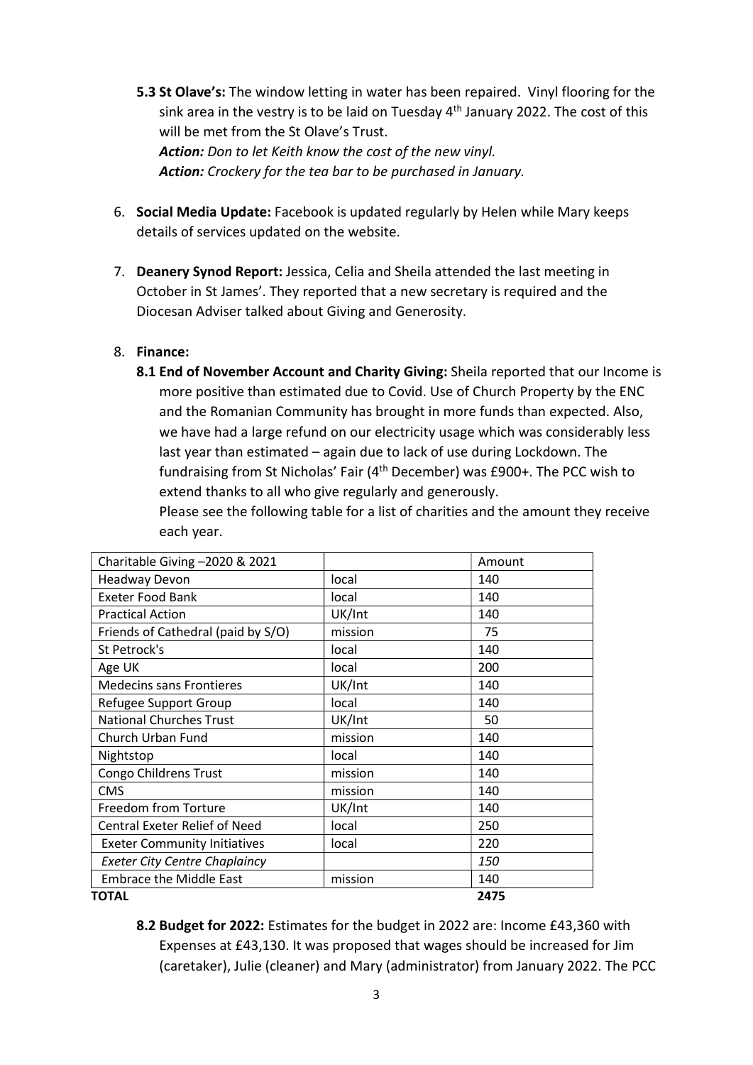**5.3 St Olave's:** The window letting in water has been repaired. Vinyl flooring for the sink area in the vestry is to be laid on Tuesday 4th January 2022. The cost of this will be met from the St Olave's Trust.
***Action:*** *Don to let Keith know the cost of the new vinyl.*
***Action:*** *Crockery for the tea bar to be purchased in January.*

6. **Social Media Update:** Facebook is updated regularly by Helen while Mary keeps details of services updated on the website.

7. **Deanery Synod Report:** Jessica, Celia and Sheila attended the last meeting in October in St James'. They reported that a new secretary is required and the Diocesan Adviser talked about Giving and Generosity.

8. **Finance:**

**8.1 End of November Account and Charity Giving:** Sheila reported that our Income is more positive than estimated due to Covid. Use of Church Property by the ENC and the Romanian Community has brought in more funds than expected. Also, we have had a large refund on our electricity usage which was considerably less last year than estimated – again due to lack of use during Lockdown. The fundraising from St Nicholas' Fair (4th December) was £900+. The PCC wish to extend thanks to all who give regularly and generously.
Please see the following table for a list of charities and the amount they receive each year.

| Charitable Giving –2020 & 2021 | | Amount |
|---|---|---|
| Headway Devon | local | 140 |
| Exeter Food Bank | local | 140 |
| Practical Action | UK/Int | 140 |
| Friends of Cathedral (paid by S/O) | mission | 75 |
| St Petrock's | local | 140 |
| Age UK | local | 200 |
| Medecins sans Frontieres | UK/Int | 140 |
| Refugee Support Group | local | 140 |
| National Churches Trust | UK/Int | 50 |
| Church Urban Fund | mission | 140 |
| Nightstop | local | 140 |
| Congo Childrens Trust | mission | 140 |
| CMS | mission | 140 |
| Freedom from Torture | UK/Int | 140 |
| Central Exeter Relief of Need | local | 250 |
| Exeter Community Initiatives | local | 220 |
| *Exeter City Centre Chaplaincy* | | *150* |
| Embrace the Middle East | mission | 140 |
| **TOTAL** | | **2475** |

**8.2 Budget for 2022:** Estimates for the budget in 2022 are: Income £43,360 with Expenses at £43,130. It was proposed that wages should be increased for Jim (caretaker), Julie (cleaner) and Mary (administrator) from January 2022. The PCC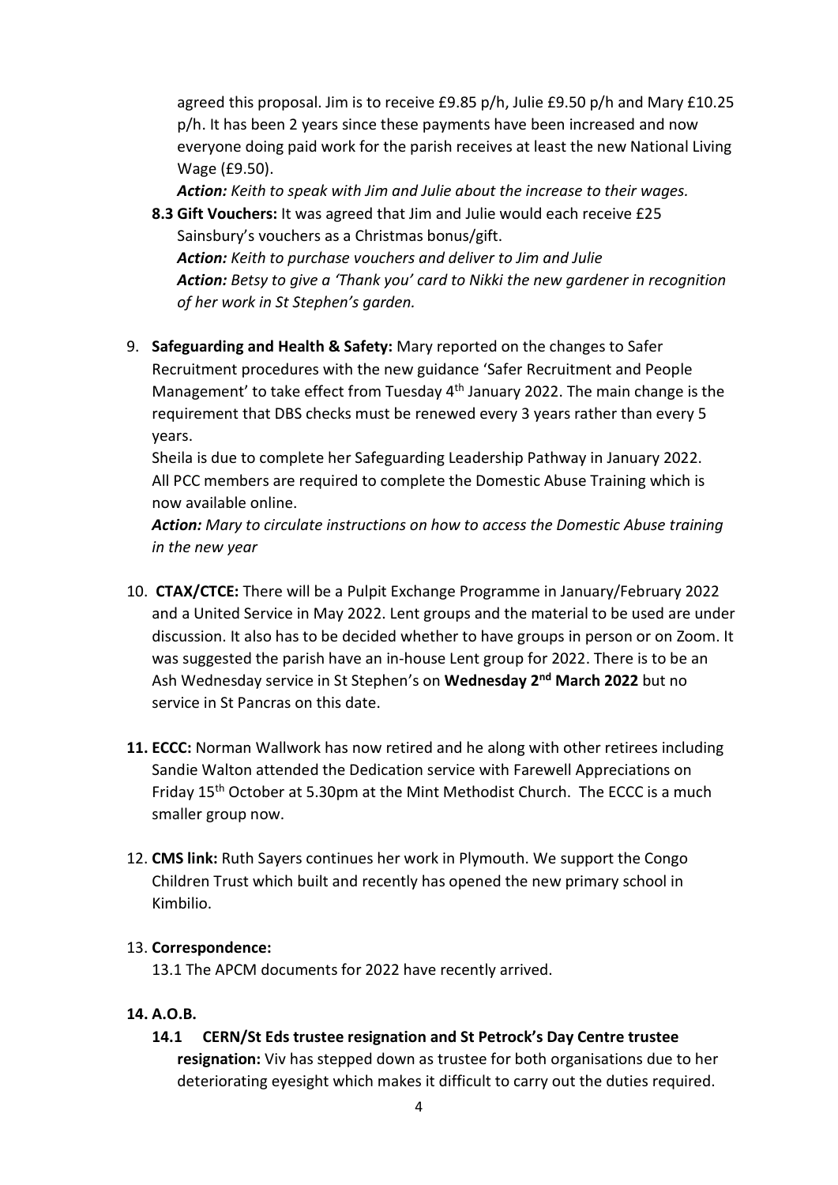agreed this proposal. Jim is to receive £9.85 p/h, Julie £9.50 p/h and Mary £10.25 p/h. It has been 2 years since these payments have been increased and now everyone doing paid work for the parish receives at least the new National Living Wage (£9.50).

*Action: Keith to speak with Jim and Julie about the increase to their wages.*

**8.3 Gift Vouchers:** It was agreed that Jim and Julie would each receive £25 Sainsbury's vouchers as a Christmas bonus/gift.

*Action: Keith to purchase vouchers and deliver to Jim and Julie*

*Action: Betsy to give a 'Thank you' card to Nikki the new gardener in recognition of her work in St Stephen's garden.*

9. **Safeguarding and Health & Safety:** Mary reported on the changes to Safer Recruitment procedures with the new guidance 'Safer Recruitment and People Management' to take effect from Tuesday 4th January 2022. The main change is the requirement that DBS checks must be renewed every 3 years rather than every 5 years.

   Sheila is due to complete her Safeguarding Leadership Pathway in January 2022. All PCC members are required to complete the Domestic Abuse Training which is now available online.

   *Action: Mary to circulate instructions on how to access the Domestic Abuse training in the new year*

10. **CTAX/CTCE:** There will be a Pulpit Exchange Programme in January/February 2022 and a United Service in May 2022. Lent groups and the material to be used are under discussion. It also has to be decided whether to have groups in person or on Zoom. It was suggested the parish have an in-house Lent group for 2022. There is to be an Ash Wednesday service in St Stephen's on **Wednesday 2nd March 2022** but no service in St Pancras on this date.

11. **ECCC:** Norman Wallwork has now retired and he along with other retirees including Sandie Walton attended the Dedication service with Farewell Appreciations on Friday 15th October at 5.30pm at the Mint Methodist Church. The ECCC is a much smaller group now.

12. **CMS link:** Ruth Sayers continues her work in Plymouth. We support the Congo Children Trust which built and recently has opened the new primary school in Kimbilio.

13. **Correspondence:**

    13.1 The APCM documents for 2022 have recently arrived.

**14. A.O.B.**

**14.1 CERN/St Eds trustee resignation and St Petrock's Day Centre trustee resignation:** Viv has stepped down as trustee for both organisations due to her deteriorating eyesight which makes it difficult to carry out the duties required.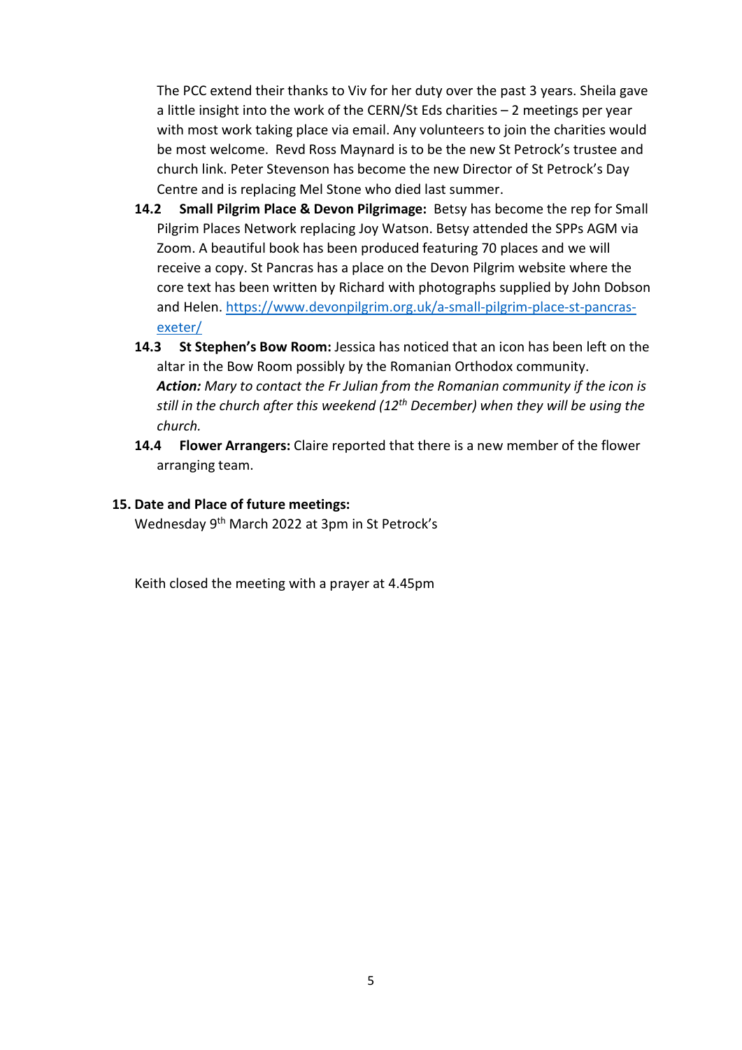The PCC extend their thanks to Viv for her duty over the past 3 years. Sheila gave a little insight into the work of the CERN/St Eds charities – 2 meetings per year with most work taking place via email. Any volunteers to join the charities would be most welcome. Revd Ross Maynard is to be the new St Petrock's trustee and church link. Peter Stevenson has become the new Director of St Petrock's Day Centre and is replacing Mel Stone who died last summer.

**14.2 Small Pilgrim Place & Devon Pilgrimage:** Betsy has become the rep for Small Pilgrim Places Network replacing Joy Watson. Betsy attended the SPPs AGM via Zoom. A beautiful book has been produced featuring 70 places and we will receive a copy. St Pancras has a place on the Devon Pilgrim website where the core text has been written by Richard with photographs supplied by John Dobson and Helen. https://www.devonpilgrim.org.uk/a-small-pilgrim-place-st-pancras-exeter/

**14.3 St Stephen's Bow Room:** Jessica has noticed that an icon has been left on the altar in the Bow Room possibly by the Romanian Orthodox community.
***Action:*** *Mary to contact the Fr Julian from the Romanian community if the icon is still in the church after this weekend (12th December) when they will be using the church.*

**14.4 Flower Arrangers:** Claire reported that there is a new member of the flower arranging team.

**15. Date and Place of future meetings:**

Wednesday 9th March 2022 at 3pm in St Petrock's

Keith closed the meeting with a prayer at 4.45pm